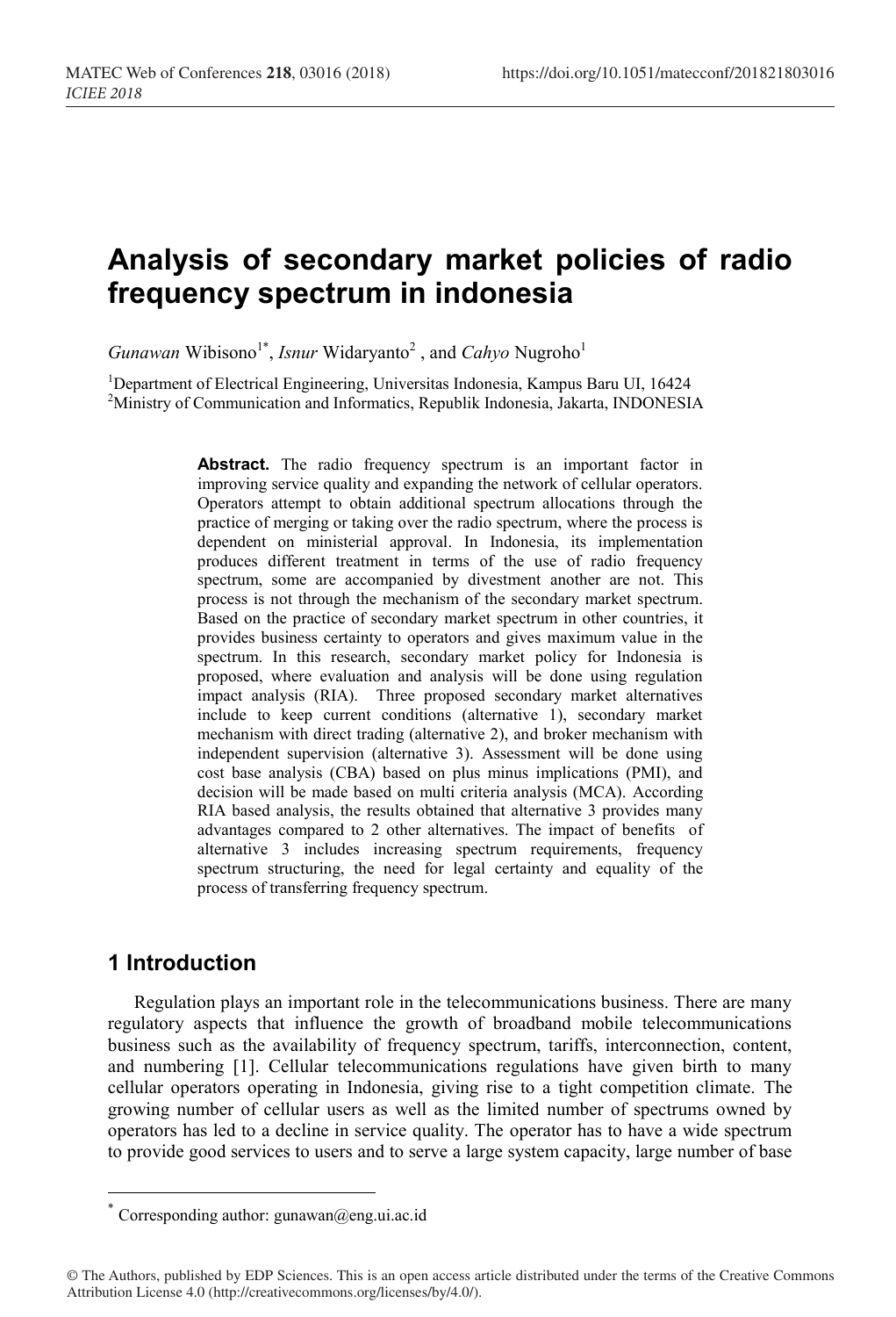# Analysis of secondary market policies of radio frequency spectrum in indonesia

*Gunawan* Wibisono[1*], *Isnur* Widaryanto[2] , and *Cahyo* Nugroho[1]

[1]Department of Electrical Engineering, Universitas Indonesia, Kampus Baru UI, 16424
[2]Ministry of Communication and Informatics, Republik Indonesia, Jakarta, INDONESIA

**Abstract.** The radio frequency spectrum is an important factor in improving service quality and expanding the network of cellular operators. Operators attempt to obtain additional spectrum allocations through the practice of merging or taking over the radio spectrum, where the process is dependent on ministerial approval. In Indonesia, its implementation produces different treatment in terms of the use of radio frequency spectrum, some are accompanied by divestment another are not. This process is not through the mechanism of the secondary market spectrum. Based on the practice of secondary market spectrum in other countries, it provides business certainty to operators and gives maximum value in the spectrum. In this research, secondary market policy for Indonesia is proposed, where evaluation and analysis will be done using regulation impact analysis (RIA). Three proposed secondary market alternatives include to keep current conditions (alternative 1), secondary market mechanism with direct trading (alternative 2), and broker mechanism with independent supervision (alternative 3). Assessment will be done using cost base analysis (CBA) based on plus minus implications (PMI), and decision will be made based on multi criteria analysis (MCA). According RIA based analysis, the results obtained that alternative 3 provides many advantages compared to 2 other alternatives. The impact of benefits of alternative 3 includes increasing spectrum requirements, frequency spectrum structuring, the need for legal certainty and equality of the process of transferring frequency spectrum.

## 1 Introduction

Regulation plays an important role in the telecommunications business. There are many regulatory aspects that influence the growth of broadband mobile telecommunications business such as the availability of frequency spectrum, tariffs, interconnection, content, and numbering [1]. Cellular telecommunications regulations have given birth to many cellular operators operating in Indonesia, giving rise to a tight competition climate. The growing number of cellular users as well as the limited number of spectrums owned by operators has led to a decline in service quality. The operator has to have a wide spectrum to provide good services to users and to serve a large system capacity, large number of base

---

[*] Corresponding author: gunawan@eng.ui.ac.id

© The Authors, published by EDP Sciences. This is an open access article distributed under the terms of the Creative Commons Attribution License 4.0 (http://creativecommons.org/licenses/by/4.0/).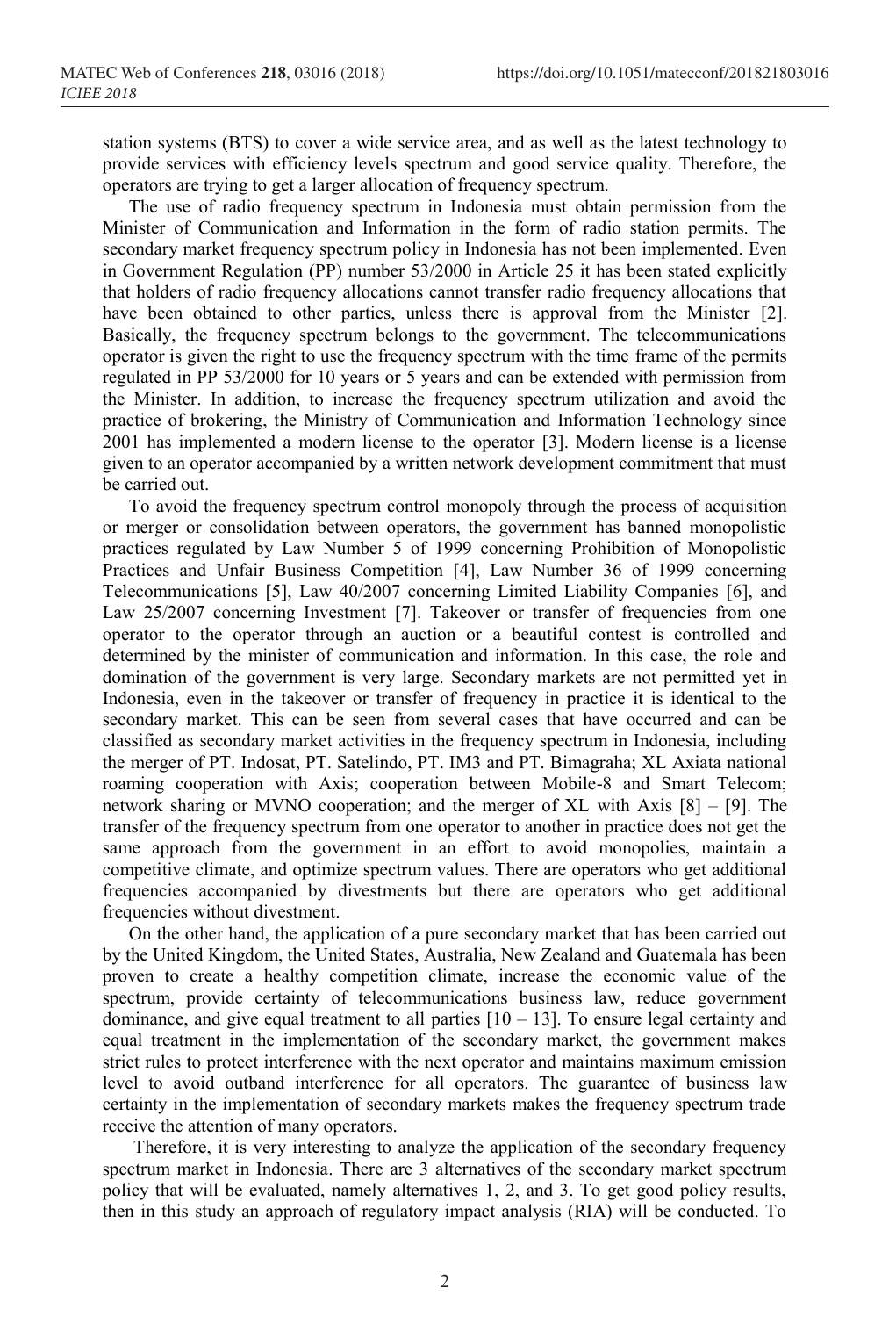station systems (BTS) to cover a wide service area, and as well as the latest technology to provide services with efficiency levels spectrum and good service quality. Therefore, the operators are trying to get a larger allocation of frequency spectrum.

The use of radio frequency spectrum in Indonesia must obtain permission from the Minister of Communication and Information in the form of radio station permits. The secondary market frequency spectrum policy in Indonesia has not been implemented. Even in Government Regulation (PP) number 53/2000 in Article 25 it has been stated explicitly that holders of radio frequency allocations cannot transfer radio frequency allocations that have been obtained to other parties, unless there is approval from the Minister [2]. Basically, the frequency spectrum belongs to the government. The telecommunications operator is given the right to use the frequency spectrum with the time frame of the permits regulated in PP 53/2000 for 10 years or 5 years and can be extended with permission from the Minister. In addition, to increase the frequency spectrum utilization and avoid the practice of brokering, the Ministry of Communication and Information Technology since 2001 has implemented a modern license to the operator [3]. Modern license is a license given to an operator accompanied by a written network development commitment that must be carried out.

To avoid the frequency spectrum control monopoly through the process of acquisition or merger or consolidation between operators, the government has banned monopolistic practices regulated by Law Number 5 of 1999 concerning Prohibition of Monopolistic Practices and Unfair Business Competition [4], Law Number 36 of 1999 concerning Telecommunications [5], Law 40/2007 concerning Limited Liability Companies [6], and Law 25/2007 concerning Investment [7]. Takeover or transfer of frequencies from one operator to the operator through an auction or a beautiful contest is controlled and determined by the minister of communication and information. In this case, the role and domination of the government is very large. Secondary markets are not permitted yet in Indonesia, even in the takeover or transfer of frequency in practice it is identical to the secondary market. This can be seen from several cases that have occurred and can be classified as secondary market activities in the frequency spectrum in Indonesia, including the merger of PT. Indosat, PT. Satelindo, PT. IM3 and PT. Bimagraha; XL Axiata national roaming cooperation with Axis; cooperation between Mobile-8 and Smart Telecom; network sharing or MVNO cooperation; and the merger of XL with Axis [8] – [9]. The transfer of the frequency spectrum from one operator to another in practice does not get the same approach from the government in an effort to avoid monopolies, maintain a competitive climate, and optimize spectrum values. There are operators who get additional frequencies accompanied by divestments but there are operators who get additional frequencies without divestment.

On the other hand, the application of a pure secondary market that has been carried out by the United Kingdom, the United States, Australia, New Zealand and Guatemala has been proven to create a healthy competition climate, increase the economic value of the spectrum, provide certainty of telecommunications business law, reduce government dominance, and give equal treatment to all parties [10 – 13]. To ensure legal certainty and equal treatment in the implementation of the secondary market, the government makes strict rules to protect interference with the next operator and maintains maximum emission level to avoid outband interference for all operators. The guarantee of business law certainty in the implementation of secondary markets makes the frequency spectrum trade receive the attention of many operators.

Therefore, it is very interesting to analyze the application of the secondary frequency spectrum market in Indonesia. There are 3 alternatives of the secondary market spectrum policy that will be evaluated, namely alternatives 1, 2, and 3. To get good policy results, then in this study an approach of regulatory impact analysis (RIA) will be conducted. To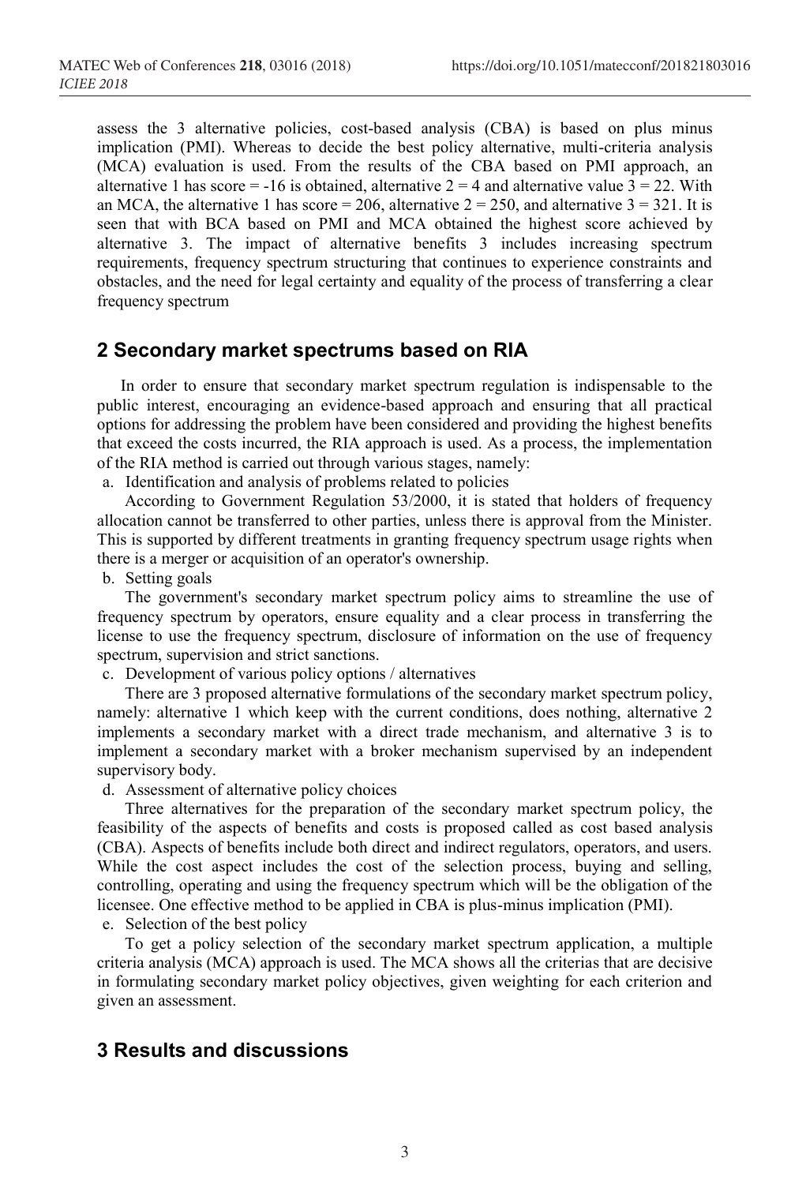assess the 3 alternative policies, cost-based analysis (CBA) is based on plus minus implication (PMI). Whereas to decide the best policy alternative, multi-criteria analysis (MCA) evaluation is used. From the results of the CBA based on PMI approach, an alternative 1 has score = -16 is obtained, alternative 2 = 4 and alternative value 3 = 22. With an MCA, the alternative 1 has score = 206, alternative 2 = 250, and alternative 3 = 321. It is seen that with BCA based on PMI and MCA obtained the highest score achieved by alternative 3. The impact of alternative benefits 3 includes increasing spectrum requirements, frequency spectrum structuring that continues to experience constraints and obstacles, and the need for legal certainty and equality of the process of transferring a clear frequency spectrum

## 2 Secondary market spectrums based on RIA

In order to ensure that secondary market spectrum regulation is indispensable to the public interest, encouraging an evidence-based approach and ensuring that all practical options for addressing the problem have been considered and providing the highest benefits that exceed the costs incurred, the RIA approach is used. As a process, the implementation of the RIA method is carried out through various stages, namely:

a. Identification and analysis of problems related to policies

According to Government Regulation 53/2000, it is stated that holders of frequency allocation cannot be transferred to other parties, unless there is approval from the Minister. This is supported by different treatments in granting frequency spectrum usage rights when there is a merger or acquisition of an operator's ownership.

b. Setting goals

The government's secondary market spectrum policy aims to streamline the use of frequency spectrum by operators, ensure equality and a clear process in transferring the license to use the frequency spectrum, disclosure of information on the use of frequency spectrum, supervision and strict sanctions.

c. Development of various policy options / alternatives

There are 3 proposed alternative formulations of the secondary market spectrum policy, namely: alternative 1 which keep with the current conditions, does nothing, alternative 2 implements a secondary market with a direct trade mechanism, and alternative 3 is to implement a secondary market with a broker mechanism supervised by an independent supervisory body.

d. Assessment of alternative policy choices

Three alternatives for the preparation of the secondary market spectrum policy, the feasibility of the aspects of benefits and costs is proposed called as cost based analysis (CBA). Aspects of benefits include both direct and indirect regulators, operators, and users. While the cost aspect includes the cost of the selection process, buying and selling, controlling, operating and using the frequency spectrum which will be the obligation of the licensee. One effective method to be applied in CBA is plus-minus implication (PMI).

e. Selection of the best policy

To get a policy selection of the secondary market spectrum application, a multiple criteria analysis (MCA) approach is used. The MCA shows all the criterias that are decisive in formulating secondary market policy objectives, given weighting for each criterion and given an assessment.

## 3 Results and discussions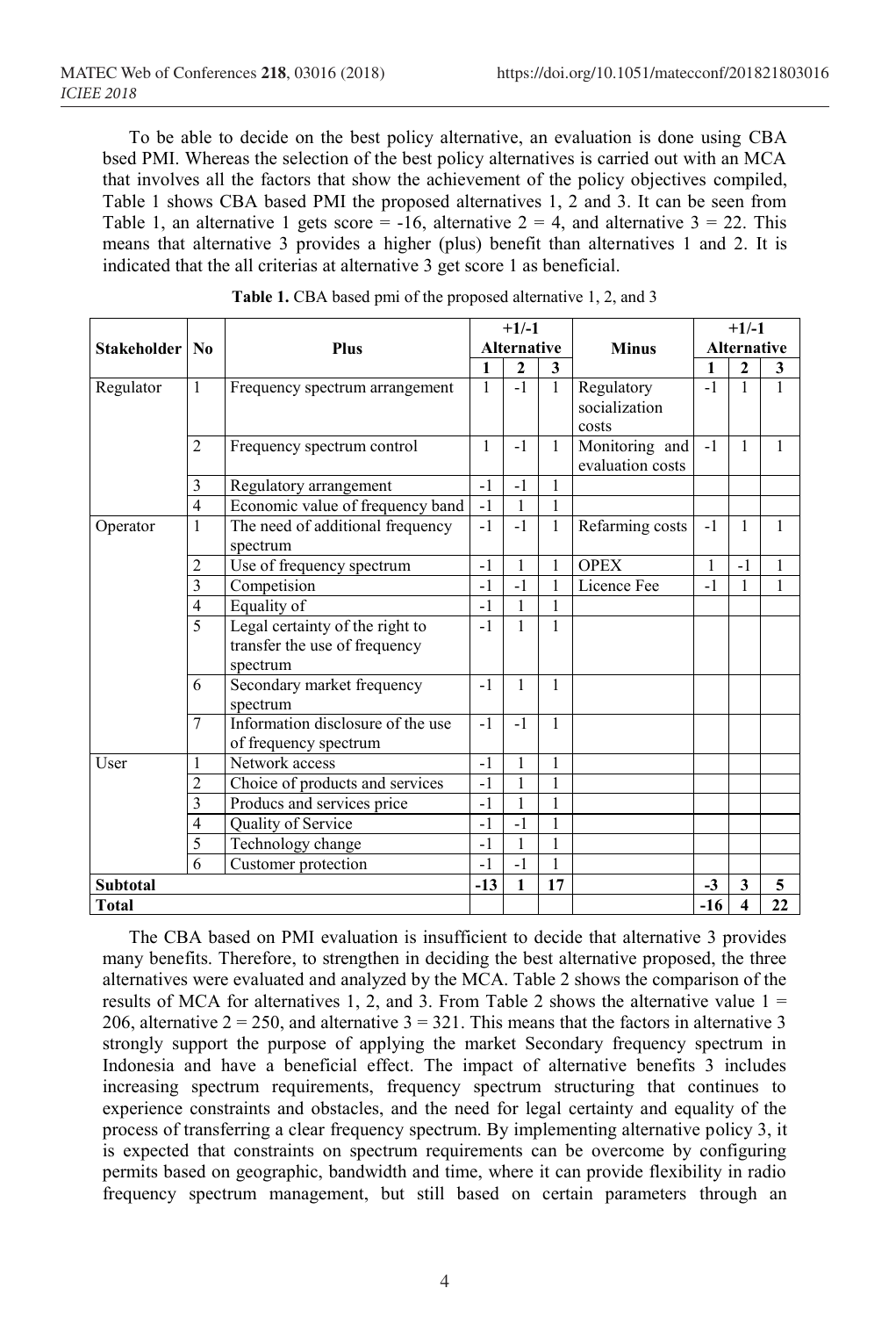To be able to decide on the best policy alternative, an evaluation is done using CBA bsed PMI. Whereas the selection of the best policy alternatives is carried out with an MCA that involves all the factors that show the achievement of the policy objectives compiled, Table 1 shows CBA based PMI the proposed alternatives 1, 2 and 3. It can be seen from Table 1, an alternative 1 gets score = -16, alternative 2 = 4, and alternative 3 = 22. This means that alternative 3 provides a higher (plus) benefit than alternatives 1 and 2. It is indicated that the all criterias at alternative 3 get score 1 as beneficial.

**Table 1.** CBA based pmi of the proposed alternative 1, 2, and 3

| Stakeholder | No | Plus | +1/-1 Alternative | | | Minus | +1/-1 Alternative | | |
|---|---|---|---|---|---|---|---|---|---|
| | | | 1 | 2 | 3 | | 1 | 2 | 3 |
| Regulator | 1 | Frequency spectrum arrangement | 1 | -1 | 1 | Regulatory socialization costs | -1 | 1 | 1 |
| | 2 | Frequency spectrum control | 1 | -1 | 1 | Monitoring and evaluation costs | -1 | 1 | 1 |
| | 3 | Regulatory arrangement | -1 | -1 | 1 | | | | |
| | 4 | Economic value of frequency band | -1 | 1 | 1 | | | | |
| Operator | 1 | The need of additional frequency spectrum | -1 | -1 | 1 | Refarming costs | -1 | 1 | 1 |
| | 2 | Use of frequency spectrum | -1 | 1 | 1 | OPEX | 1 | -1 | 1 |
| | 3 | Competision | -1 | -1 | 1 | Licence Fee | -1 | 1 | 1 |
| | 4 | Equality of | -1 | 1 | 1 | | | | |
| | 5 | Legal certainty of the right to transfer the use of frequency spectrum | -1 | 1 | 1 | | | | |
| | 6 | Secondary market frequency spectrum | -1 | 1 | 1 | | | | |
| | 7 | Information disclosure of the use of frequency spectrum | -1 | -1 | 1 | | | | |
| User | 1 | Network access | -1 | 1 | 1 | | | | |
| | 2 | Choice of products and services | -1 | 1 | 1 | | | | |
| | 3 | Producs and services price | -1 | 1 | 1 | | | | |
| | 4 | Quality of Service | -1 | -1 | 1 | | | | |
| | 5 | Technology change | -1 | 1 | 1 | | | | |
| | 6 | Customer protection | -1 | -1 | 1 | | | | |
| **Subtotal** | | | **-13** | **1** | **17** | | **-3** | **3** | **5** |
| **Total** | | | | | | | **-16** | **4** | **22** |

The CBA based on PMI evaluation is insufficient to decide that alternative 3 provides many benefits. Therefore, to strengthen in deciding the best alternative proposed, the three alternatives were evaluated and analyzed by the MCA. Table 2 shows the comparison of the results of MCA for alternatives 1, 2, and 3. From Table 2 shows the alternative value 1 = 206, alternative 2 = 250, and alternative 3 = 321. This means that the factors in alternative 3 strongly support the purpose of applying the market Secondary frequency spectrum in Indonesia and have a beneficial effect. The impact of alternative benefits 3 includes increasing spectrum requirements, frequency spectrum structuring that continues to experience constraints and obstacles, and the need for legal certainty and equality of the process of transferring a clear frequency spectrum. By implementing alternative policy 3, it is expected that constraints on spectrum requirements can be overcome by configuring permits based on geographic, bandwidth and time, where it can provide flexibility in radio frequency spectrum management, but still based on certain parameters through an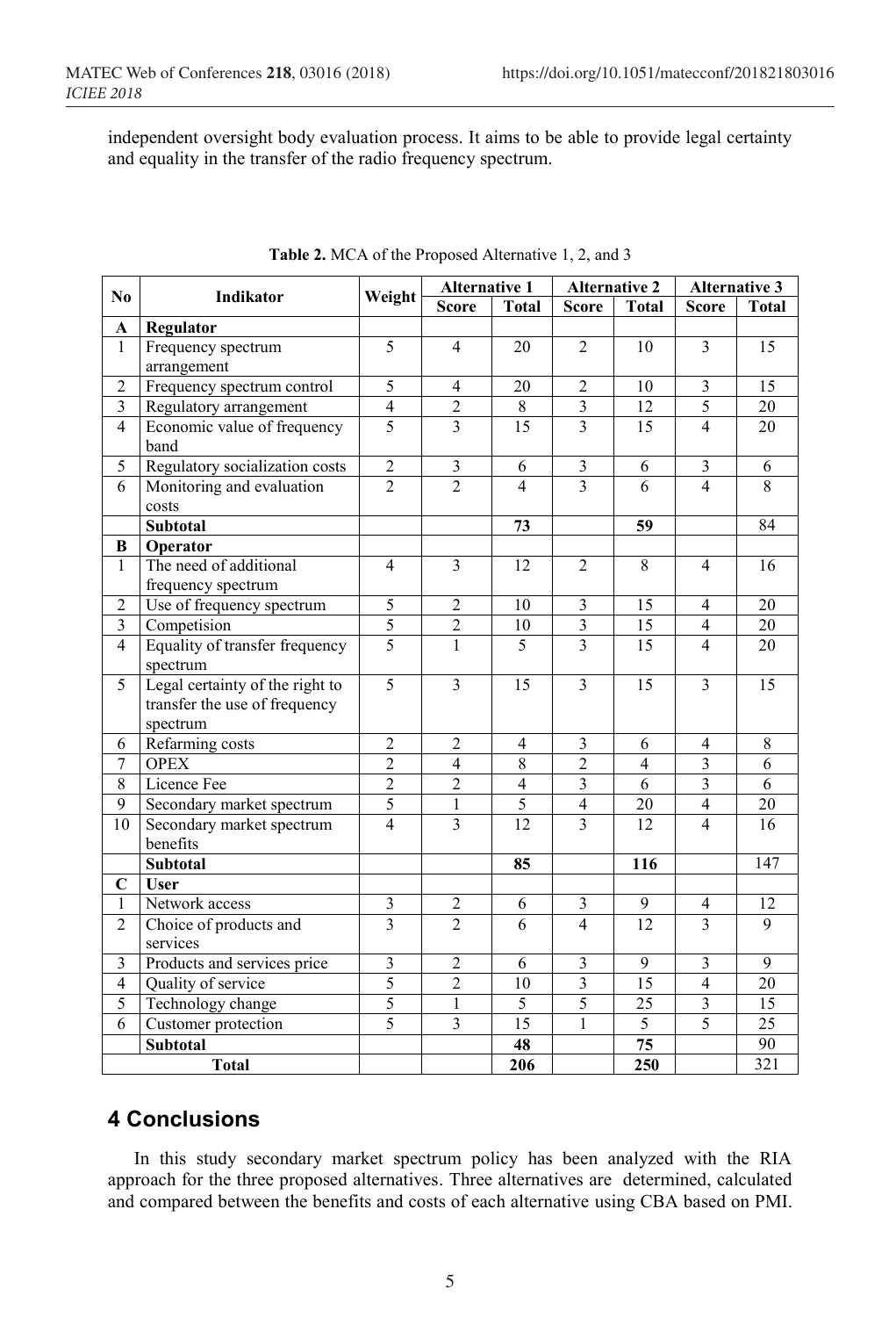independent oversight body evaluation process. It aims to be able to provide legal certainty and equality in the transfer of the radio frequency spectrum.

**Table 2.** MCA of the Proposed Alternative 1, 2, and 3

| No | Indikator | Weight | Alternative 1 | | Alternative 2 | | Alternative 3 | |
|---|---|---|---|---|---|---|---|---|
| | | | Score | Total | Score | Total | Score | Total |
| **A** | **Regulator** | | | | | | | |
| 1 | Frequency spectrum arrangement | 5 | 4 | 20 | 2 | 10 | 3 | 15 |
| 2 | Frequency spectrum control | 5 | 4 | 20 | 2 | 10 | 3 | 15 |
| 3 | Regulatory arrangement | 4 | 2 | 8 | 3 | 12 | 5 | 20 |
| 4 | Economic value of frequency band | 5 | 3 | 15 | 3 | 15 | 4 | 20 |
| 5 | Regulatory socialization costs | 2 | 3 | 6 | 3 | 6 | 3 | 6 |
| 6 | Monitoring and evaluation costs | 2 | 2 | 4 | 3 | 6 | 4 | 8 |
| | **Subtotal** | | | **73** | | **59** | | 84 |
| **B** | **Operator** | | | | | | | |
| 1 | The need of additional frequency spectrum | 4 | 3 | 12 | 2 | 8 | 4 | 16 |
| 2 | Use of frequency spectrum | 5 | 2 | 10 | 3 | 15 | 4 | 20 |
| 3 | Competision | 5 | 2 | 10 | 3 | 15 | 4 | 20 |
| 4 | Equality of transfer frequency spectrum | 5 | 1 | 5 | 3 | 15 | 4 | 20 |
| 5 | Legal certainty of the right to transfer the use of frequency spectrum | 5 | 3 | 15 | 3 | 15 | 3 | 15 |
| 6 | Refarming costs | 2 | 2 | 4 | 3 | 6 | 4 | 8 |
| 7 | OPEX | 2 | 4 | 8 | 2 | 4 | 3 | 6 |
| 8 | Licence Fee | 2 | 2 | 4 | 3 | 6 | 3 | 6 |
| 9 | Secondary market spectrum | 5 | 1 | 5 | 4 | 20 | 4 | 20 |
| 10 | Secondary market spectrum benefits | 4 | 3 | 12 | 3 | 12 | 4 | 16 |
| | **Subtotal** | | | **85** | | **116** | | 147 |
| **C** | **User** | | | | | | | |
| 1 | Network access | 3 | 2 | 6 | 3 | 9 | 4 | 12 |
| 2 | Choice of products and services | 3 | 2 | 6 | 4 | 12 | 3 | 9 |
| 3 | Products and services price | 3 | 2 | 6 | 3 | 9 | 3 | 9 |
| 4 | Quality of service | 5 | 2 | 10 | 3 | 15 | 4 | 20 |
| 5 | Technology change | 5 | 1 | 5 | 5 | 25 | 3 | 15 |
| 6 | Customer protection | 5 | 3 | 15 | 1 | 5 | 5 | 25 |
| | **Subtotal** | | | **48** | | **75** | | 90 |
| | **Total** | | | **206** | | **250** | | 321 |

## 4 Conclusions

In this study secondary market spectrum policy has been analyzed with the RIA approach for the three proposed alternatives. Three alternatives are determined, calculated and compared between the benefits and costs of each alternative using CBA based on PMI.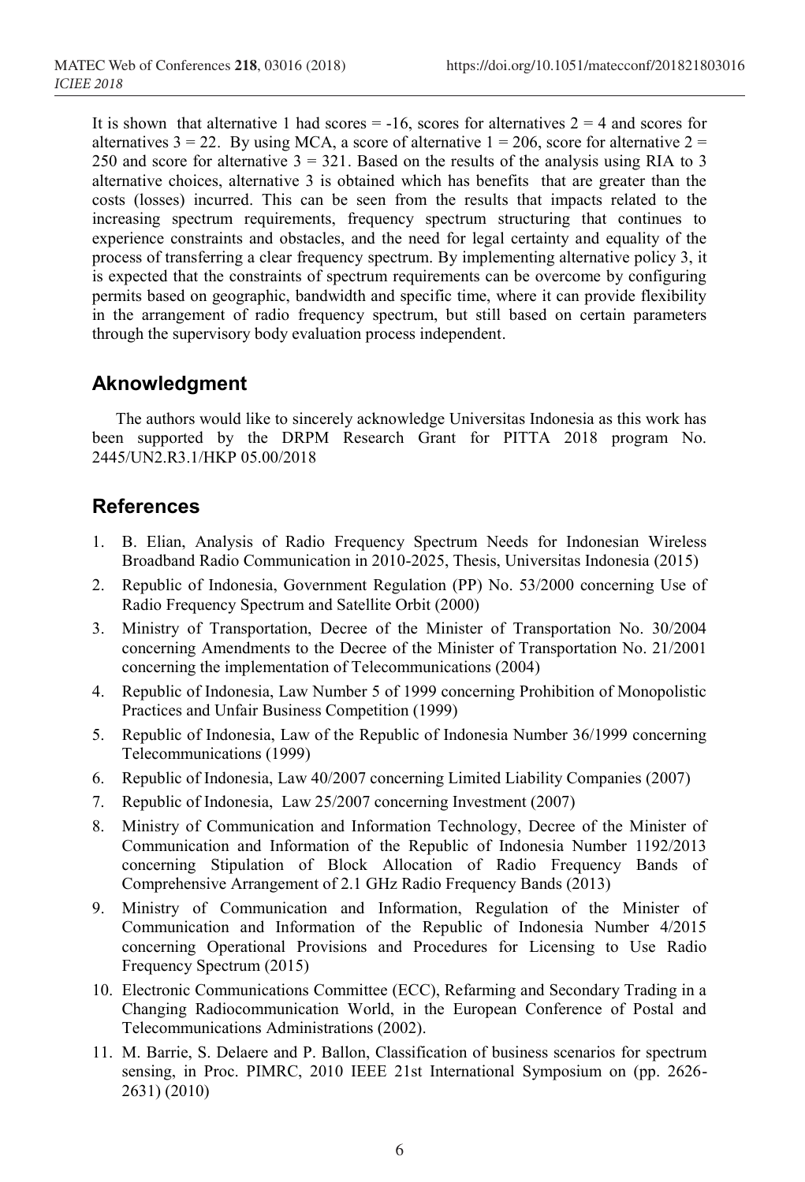It is shown that alternative 1 had scores = -16, scores for alternatives 2 = 4 and scores for alternatives 3 = 22. By using MCA, a score of alternative 1 = 206, score for alternative 2 = 250 and score for alternative 3 = 321. Based on the results of the analysis using RIA to 3 alternative choices, alternative 3 is obtained which has benefits that are greater than the costs (losses) incurred. This can be seen from the results that impacts related to the increasing spectrum requirements, frequency spectrum structuring that continues to experience constraints and obstacles, and the need for legal certainty and equality of the process of transferring a clear frequency spectrum. By implementing alternative policy 3, it is expected that the constraints of spectrum requirements can be overcome by configuring permits based on geographic, bandwidth and specific time, where it can provide flexibility in the arrangement of radio frequency spectrum, but still based on certain parameters through the supervisory body evaluation process independent.

## Aknowledgment

The authors would like to sincerely acknowledge Universitas Indonesia as this work has been supported by the DRPM Research Grant for PITTA 2018 program No. 2445/UN2.R3.1/HKP 05.00/2018

## References

1. B. Elian, Analysis of Radio Frequency Spectrum Needs for Indonesian Wireless Broadband Radio Communication in 2010-2025, Thesis, Universitas Indonesia (2015)
2. Republic of Indonesia, Government Regulation (PP) No. 53/2000 concerning Use of Radio Frequency Spectrum and Satellite Orbit (2000)
3. Ministry of Transportation, Decree of the Minister of Transportation No. 30/2004 concerning Amendments to the Decree of the Minister of Transportation No. 21/2001 concerning the implementation of Telecommunications (2004)
4. Republic of Indonesia, Law Number 5 of 1999 concerning Prohibition of Monopolistic Practices and Unfair Business Competition (1999)
5. Republic of Indonesia, Law of the Republic of Indonesia Number 36/1999 concerning Telecommunications (1999)
6. Republic of Indonesia, Law 40/2007 concerning Limited Liability Companies (2007)
7. Republic of Indonesia, Law 25/2007 concerning Investment (2007)
8. Ministry of Communication and Information Technology, Decree of the Minister of Communication and Information of the Republic of Indonesia Number 1192/2013 concerning Stipulation of Block Allocation of Radio Frequency Bands of Comprehensive Arrangement of 2.1 GHz Radio Frequency Bands (2013)
9. Ministry of Communication and Information, Regulation of the Minister of Communication and Information of the Republic of Indonesia Number 4/2015 concerning Operational Provisions and Procedures for Licensing to Use Radio Frequency Spectrum (2015)
10. Electronic Communications Committee (ECC), Refarming and Secondary Trading in a Changing Radiocommunication World, in the European Conference of Postal and Telecommunications Administrations (2002).
11. M. Barrie, S. Delaere and P. Ballon, Classification of business scenarios for spectrum sensing, in Proc. PIMRC, 2010 IEEE 21st International Symposium on (pp. 2626-2631) (2010)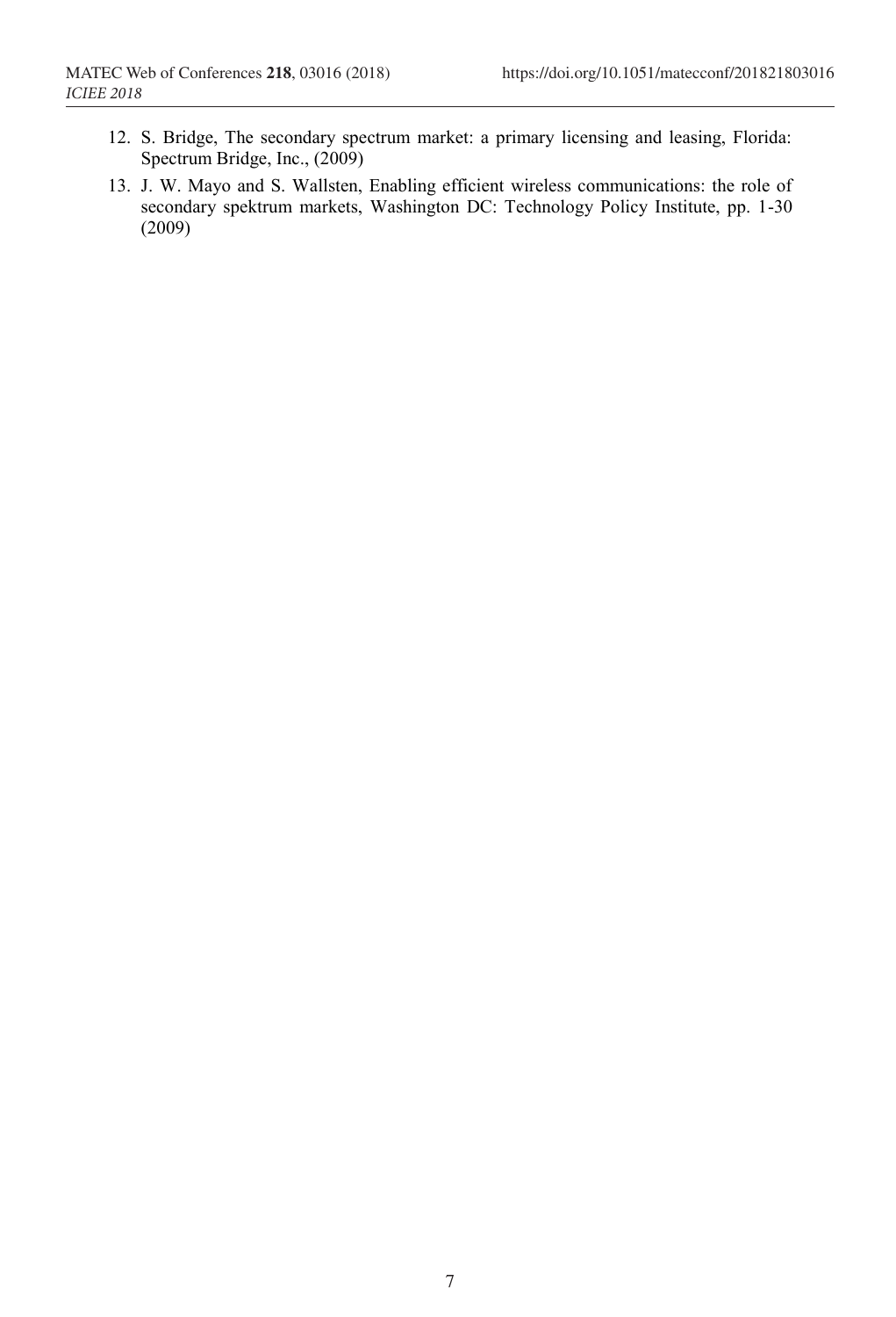12. S. Bridge, The secondary spectrum market: a primary licensing and leasing, Florida: Spectrum Bridge, Inc., (2009)
13. J. W. Mayo and S. Wallsten, Enabling efficient wireless communications: the role of secondary spektrum markets, Washington DC: Technology Policy Institute, pp. 1-30 (2009)